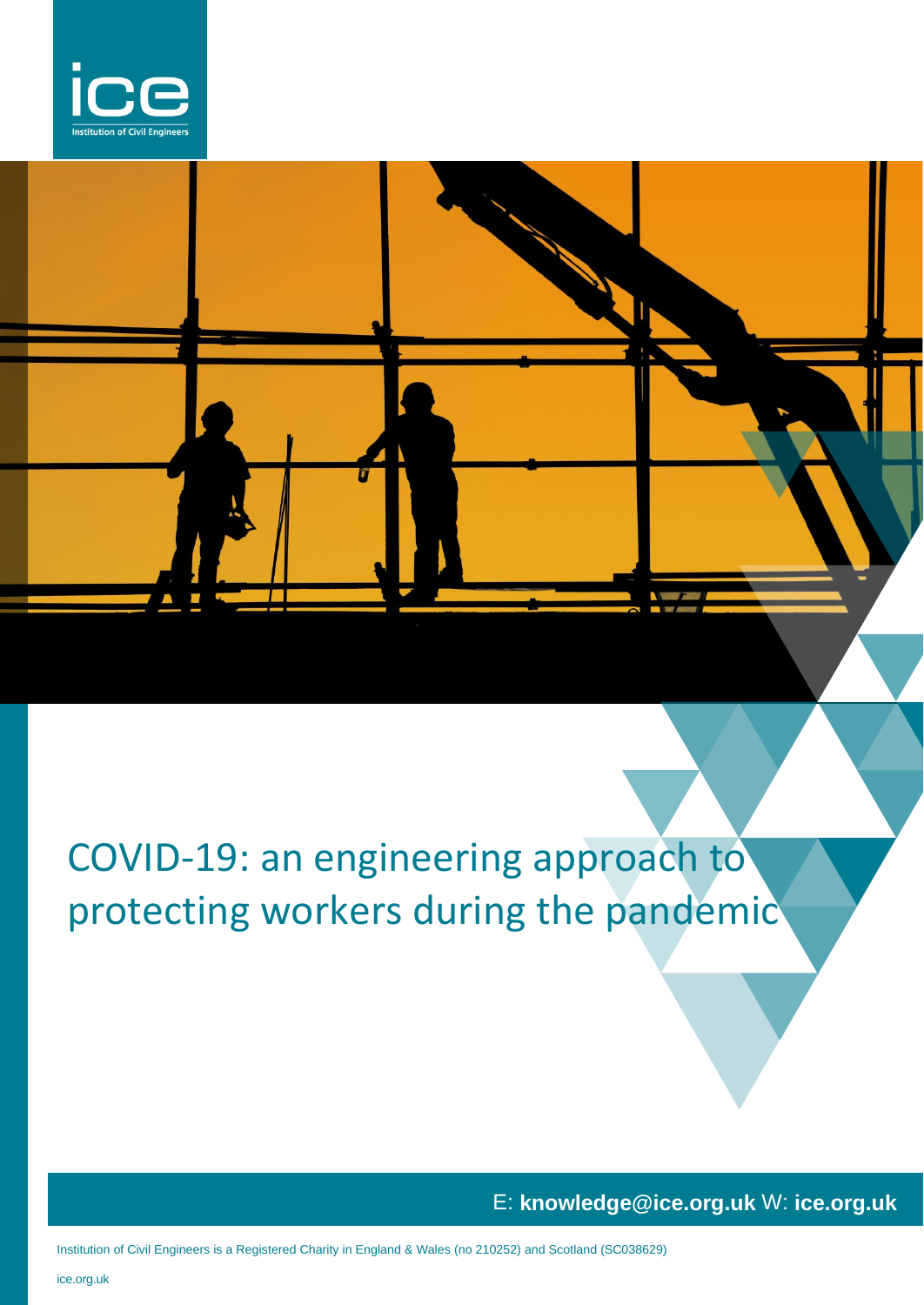# COVID-19: an engineering approach to protecting workers during the pandemic

E: **knowledge@ice.org.uk** W: **ice.org.uk**

Institution of Civil Engineers is a Registered Charity in England & Wales (no 210252) and Scotland (SC038629)

ice.org.uk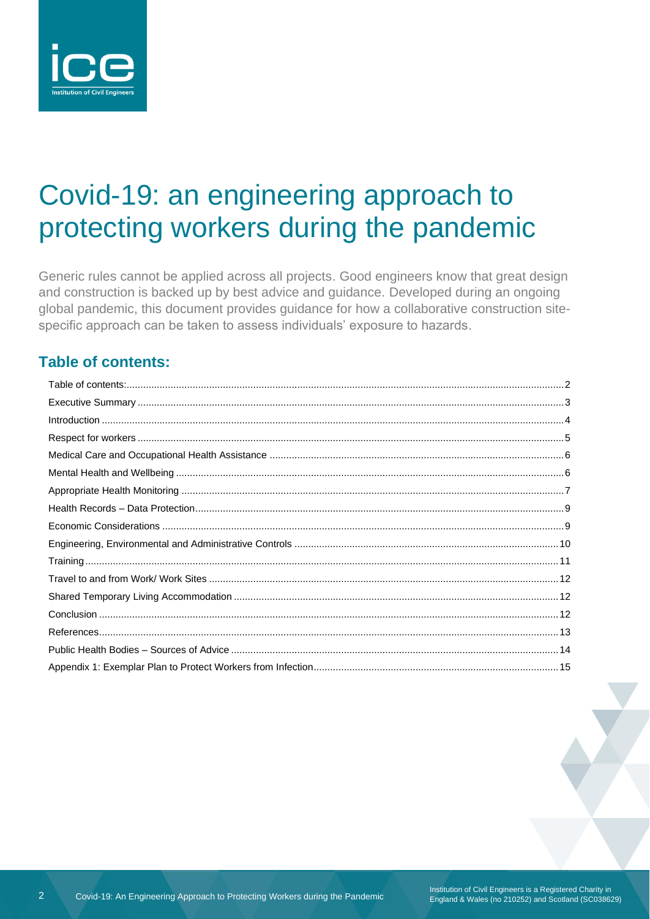# Covid-19: an engineering approach to protecting workers during the pandemic

Generic rules cannot be applied across all projects. Good engineers know that great design and construction is backed up by best advice and guidance. Developed during an ongoing global pandemic, this document provides guidance for how a collaborative construction site-specific approach can be taken to assess individuals' exposure to hazards.

## Table of contents:

Table of contents: ..... 2
Executive Summary ..... 3
Introduction ..... 4
Respect for workers ..... 5
Medical Care and Occupational Health Assistance ..... 6
Mental Health and Wellbeing ..... 6
Appropriate Health Monitoring ..... 7
Health Records – Data Protection ..... 9
Economic Considerations ..... 9
Engineering, Environmental and Administrative Controls ..... 10
Training ..... 11
Travel to and from Work/ Work Sites ..... 12
Shared Temporary Living Accommodation ..... 12
Conclusion ..... 12
References ..... 13
Public Health Bodies – Sources of Advice ..... 14
Appendix 1: Exemplar Plan to Protect Workers from Infection ..... 15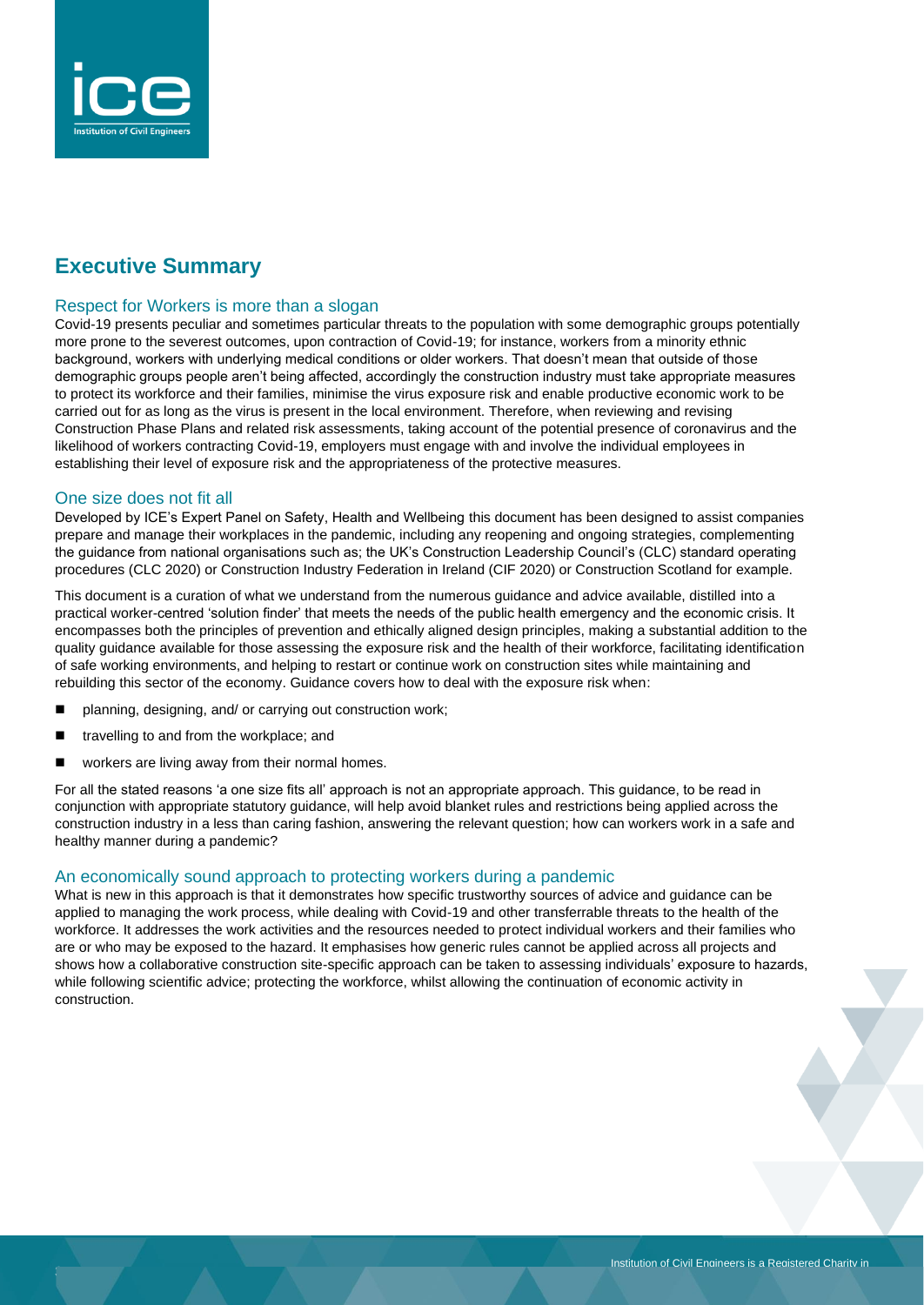# Executive Summary

## Respect for Workers is more than a slogan

Covid-19 presents peculiar and sometimes particular threats to the population with some demographic groups potentially more prone to the severest outcomes, upon contraction of Covid-19; for instance, workers from a minority ethnic background, workers with underlying medical conditions or older workers. That doesn't mean that outside of those demographic groups people aren't being affected, accordingly the construction industry must take appropriate measures to protect its workforce and their families, minimise the virus exposure risk and enable productive economic work to be carried out for as long as the virus is present in the local environment. Therefore, when reviewing and revising Construction Phase Plans and related risk assessments, taking account of the potential presence of coronavirus and the likelihood of workers contracting Covid-19, employers must engage with and involve the individual employees in establishing their level of exposure risk and the appropriateness of the protective measures.

## One size does not fit all

Developed by ICE's Expert Panel on Safety, Health and Wellbeing this document has been designed to assist companies prepare and manage their workplaces in the pandemic, including any reopening and ongoing strategies, complementing the guidance from national organisations such as; the UK's Construction Leadership Council's (CLC) standard operating procedures (CLC 2020) or Construction Industry Federation in Ireland (CIF 2020) or Construction Scotland for example.

This document is a curation of what we understand from the numerous guidance and advice available, distilled into a practical worker-centred 'solution finder' that meets the needs of the public health emergency and the economic crisis. It encompasses both the principles of prevention and ethically aligned design principles, making a substantial addition to the quality guidance available for those assessing the exposure risk and the health of their workforce, facilitating identification of safe working environments, and helping to restart or continue work on construction sites while maintaining and rebuilding this sector of the economy. Guidance covers how to deal with the exposure risk when:

- planning, designing, and/ or carrying out construction work;
- travelling to and from the workplace; and
- workers are living away from their normal homes.

For all the stated reasons 'a one size fits all' approach is not an appropriate approach. This guidance, to be read in conjunction with appropriate statutory guidance, will help avoid blanket rules and restrictions being applied across the construction industry in a less than caring fashion, answering the relevant question; how can workers work in a safe and healthy manner during a pandemic?

## An economically sound approach to protecting workers during a pandemic

What is new in this approach is that it demonstrates how specific trustworthy sources of advice and guidance can be applied to managing the work process, while dealing with Covid-19 and other transferrable threats to the health of the workforce. It addresses the work activities and the resources needed to protect individual workers and their families who are or who may be exposed to the hazard. It emphasises how generic rules cannot be applied across all projects and shows how a collaborative construction site-specific approach can be taken to assessing individuals' exposure to hazards, while following scientific advice; protecting the workforce, whilst allowing the continuation of economic activity in construction.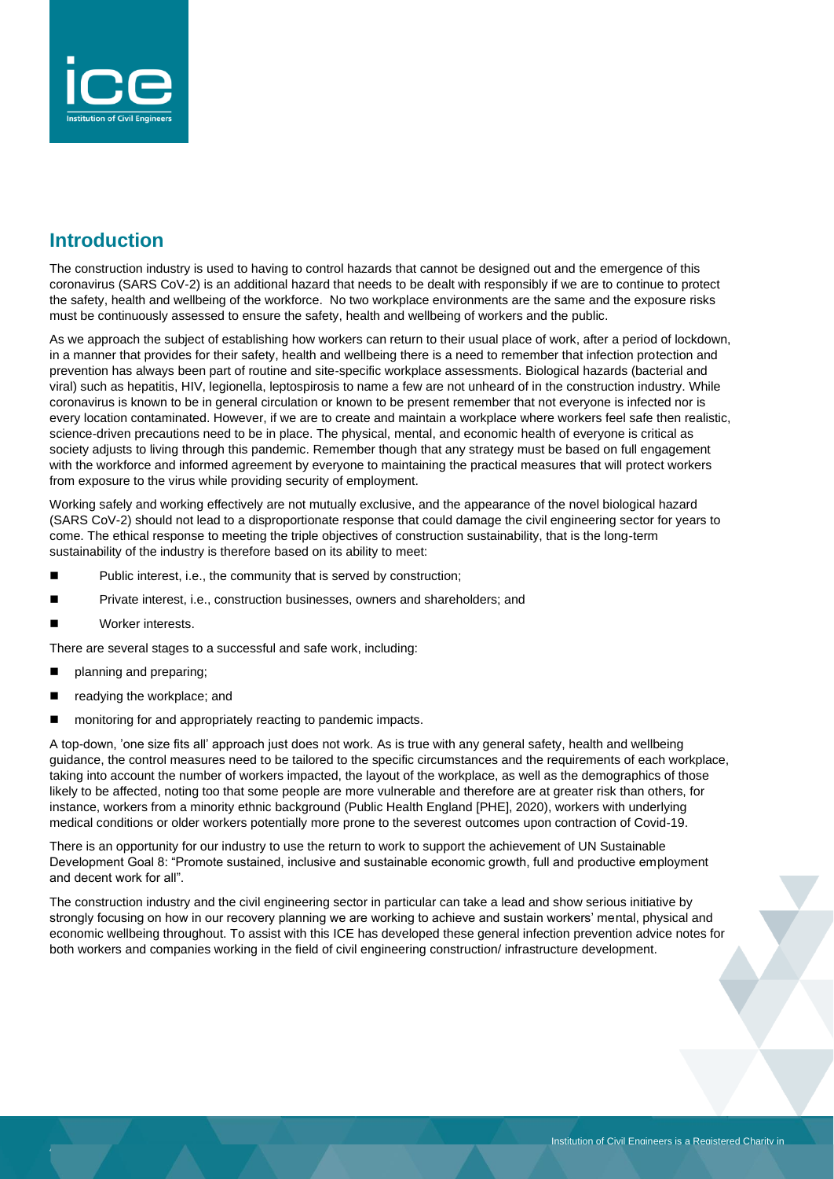## Introduction

The construction industry is used to having to control hazards that cannot be designed out and the emergence of this coronavirus (SARS CoV-2) is an additional hazard that needs to be dealt with responsibly if we are to continue to protect the safety, health and wellbeing of the workforce. No two workplace environments are the same and the exposure risks must be continuously assessed to ensure the safety, health and wellbeing of workers and the public.

As we approach the subject of establishing how workers can return to their usual place of work, after a period of lockdown, in a manner that provides for their safety, health and wellbeing there is a need to remember that infection protection and prevention has always been part of routine and site-specific workplace assessments. Biological hazards (bacterial and viral) such as hepatitis, HIV, legionella, leptospirosis to name a few are not unheard of in the construction industry. While coronavirus is known to be in general circulation or known to be present remember that not everyone is infected nor is every location contaminated. However, if we are to create and maintain a workplace where workers feel safe then realistic, science-driven precautions need to be in place. The physical, mental, and economic health of everyone is critical as society adjusts to living through this pandemic. Remember though that any strategy must be based on full engagement with the workforce and informed agreement by everyone to maintaining the practical measures that will protect workers from exposure to the virus while providing security of employment.

Working safely and working effectively are not mutually exclusive, and the appearance of the novel biological hazard (SARS CoV-2) should not lead to a disproportionate response that could damage the civil engineering sector for years to come. The ethical response to meeting the triple objectives of construction sustainability, that is the long-term sustainability of the industry is therefore based on its ability to meet:

- Public interest, i.e., the community that is served by construction;
- Private interest, i.e., construction businesses, owners and shareholders; and
- Worker interests.

There are several stages to a successful and safe work, including:

- planning and preparing;
- readying the workplace; and
- monitoring for and appropriately reacting to pandemic impacts.

A top-down, 'one size fits all' approach just does not work. As is true with any general safety, health and wellbeing guidance, the control measures need to be tailored to the specific circumstances and the requirements of each workplace, taking into account the number of workers impacted, the layout of the workplace, as well as the demographics of those likely to be affected, noting too that some people are more vulnerable and therefore are at greater risk than others, for instance, workers from a minority ethnic background (Public Health England [PHE], 2020), workers with underlying medical conditions or older workers potentially more prone to the severest outcomes upon contraction of Covid-19.

There is an opportunity for our industry to use the return to work to support the achievement of UN Sustainable Development Goal 8: "Promote sustained, inclusive and sustainable economic growth, full and productive employment and decent work for all".

The construction industry and the civil engineering sector in particular can take a lead and show serious initiative by strongly focusing on how in our recovery planning we are working to achieve and sustain workers' mental, physical and economic wellbeing throughout. To assist with this ICE has developed these general infection prevention advice notes for both workers and companies working in the field of civil engineering construction/ infrastructure development.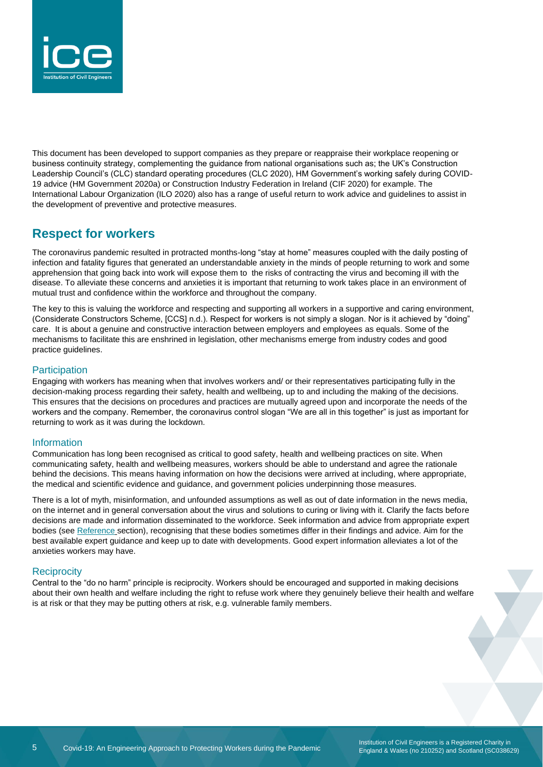This document has been developed to support companies as they prepare or reappraise their workplace reopening or business continuity strategy, complementing the guidance from national organisations such as; the UK's Construction Leadership Council's (CLC) standard operating procedures (CLC 2020), HM Government's working safely during COVID-19 advice (HM Government 2020a) or Construction Industry Federation in Ireland (CIF 2020) for example. The International Labour Organization (ILO 2020) also has a range of useful return to work advice and guidelines to assist in the development of preventive and protective measures.

## Respect for workers

The coronavirus pandemic resulted in protracted months-long "stay at home" measures coupled with the daily posting of infection and fatality figures that generated an understandable anxiety in the minds of people returning to work and some apprehension that going back into work will expose them to the risks of contracting the virus and becoming ill with the disease. To alleviate these concerns and anxieties it is important that returning to work takes place in an environment of mutual trust and confidence within the workforce and throughout the company.

The key to this is valuing the workforce and respecting and supporting all workers in a supportive and caring environment, (Considerate Constructors Scheme, [CCS] n.d.). Respect for workers is not simply a slogan. Nor is it achieved by "doing" care. It is about a genuine and constructive interaction between employers and employees as equals. Some of the mechanisms to facilitate this are enshrined in legislation, other mechanisms emerge from industry codes and good practice guidelines.

### Participation

Engaging with workers has meaning when that involves workers and/ or their representatives participating fully in the decision-making process regarding their safety, health and wellbeing, up to and including the making of the decisions. This ensures that the decisions on procedures and practices are mutually agreed upon and incorporate the needs of the workers and the company. Remember, the coronavirus control slogan "We are all in this together" is just as important for returning to work as it was during the lockdown.

### Information

Communication has long been recognised as critical to good safety, health and wellbeing practices on site. When communicating safety, health and wellbeing measures, workers should be able to understand and agree the rationale behind the decisions. This means having information on how the decisions were arrived at including, where appropriate, the medical and scientific evidence and guidance, and government policies underpinning those measures.

There is a lot of myth, misinformation, and unfounded assumptions as well as out of date information in the news media, on the internet and in general conversation about the virus and solutions to curing or living with it. Clarify the facts before decisions are made and information disseminated to the workforce. Seek information and advice from appropriate expert bodies (see Reference section), recognising that these bodies sometimes differ in their findings and advice. Aim for the best available expert guidance and keep up to date with developments. Good expert information alleviates a lot of the anxieties workers may have.

### Reciprocity

Central to the "do no harm" principle is reciprocity. Workers should be encouraged and supported in making decisions about their own health and welfare including the right to refuse work where they genuinely believe their health and welfare is at risk or that they may be putting others at risk, e.g. vulnerable family members.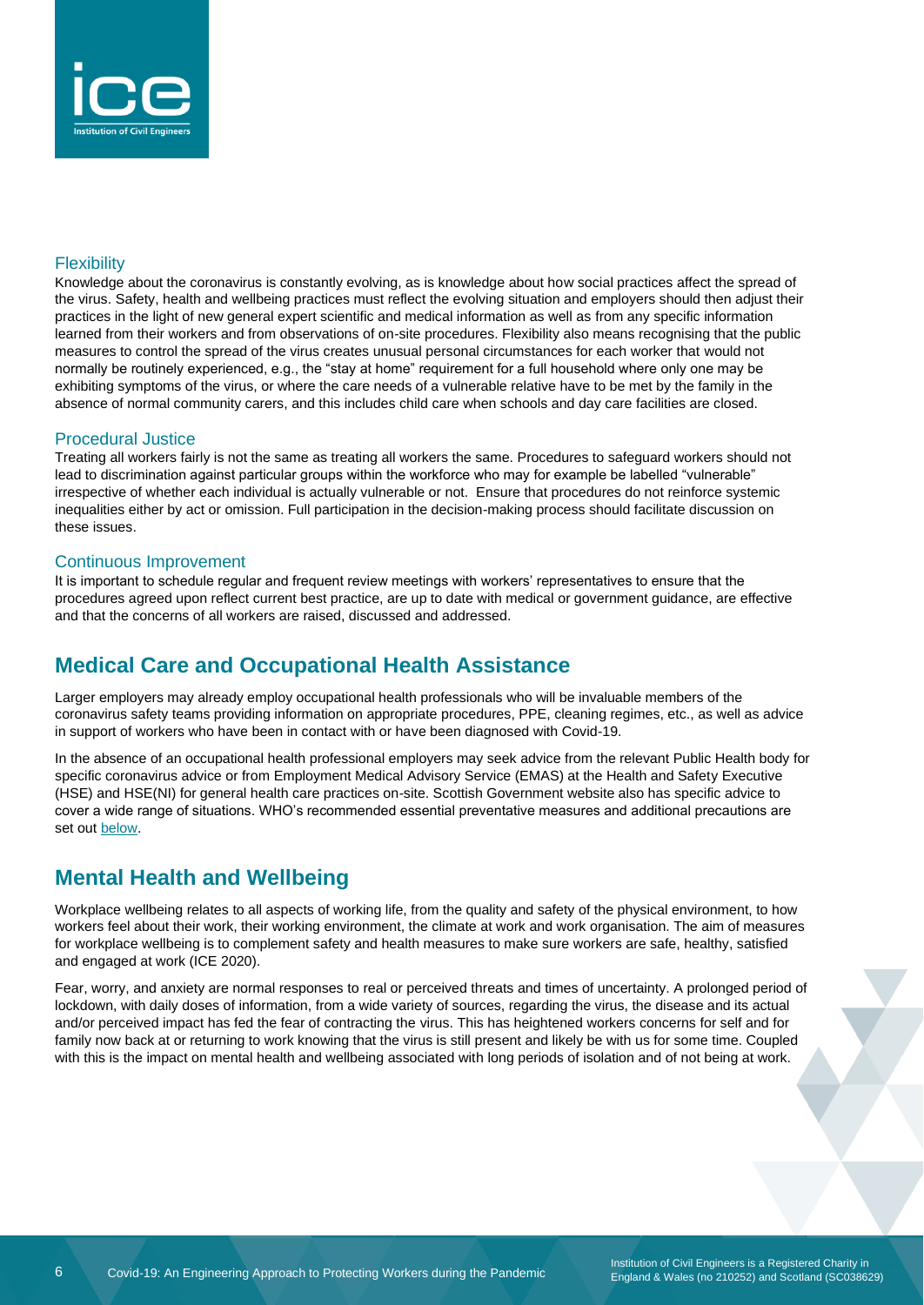### Flexibility

Knowledge about the coronavirus is constantly evolving, as is knowledge about how social practices affect the spread of the virus. Safety, health and wellbeing practices must reflect the evolving situation and employers should then adjust their practices in the light of new general expert scientific and medical information as well as from any specific information learned from their workers and from observations of on-site procedures. Flexibility also means recognising that the public measures to control the spread of the virus creates unusual personal circumstances for each worker that would not normally be routinely experienced, e.g., the "stay at home" requirement for a full household where only one may be exhibiting symptoms of the virus, or where the care needs of a vulnerable relative have to be met by the family in the absence of normal community carers, and this includes child care when schools and day care facilities are closed.

### Procedural Justice

Treating all workers fairly is not the same as treating all workers the same. Procedures to safeguard workers should not lead to discrimination against particular groups within the workforce who may for example be labelled "vulnerable" irrespective of whether each individual is actually vulnerable or not. Ensure that procedures do not reinforce systemic inequalities either by act or omission. Full participation in the decision-making process should facilitate discussion on these issues.

### Continuous Improvement

It is important to schedule regular and frequent review meetings with workers' representatives to ensure that the procedures agreed upon reflect current best practice, are up to date with medical or government guidance, are effective and that the concerns of all workers are raised, discussed and addressed.

## Medical Care and Occupational Health Assistance

Larger employers may already employ occupational health professionals who will be invaluable members of the coronavirus safety teams providing information on appropriate procedures, PPE, cleaning regimes, etc., as well as advice in support of workers who have been in contact with or have been diagnosed with Covid-19.

In the absence of an occupational health professional employers may seek advice from the relevant Public Health body for specific coronavirus advice or from Employment Medical Advisory Service (EMAS) at the Health and Safety Executive (HSE) and HSE(NI) for general health care practices on-site. Scottish Government website also has specific advice to cover a wide range of situations. WHO's recommended essential preventative measures and additional precautions are set out below.

## Mental Health and Wellbeing

Workplace wellbeing relates to all aspects of working life, from the quality and safety of the physical environment, to how workers feel about their work, their working environment, the climate at work and work organisation. The aim of measures for workplace wellbeing is to complement safety and health measures to make sure workers are safe, healthy, satisfied and engaged at work (ICE 2020).

Fear, worry, and anxiety are normal responses to real or perceived threats and times of uncertainty. A prolonged period of lockdown, with daily doses of information, from a wide variety of sources, regarding the virus, the disease and its actual and/or perceived impact has fed the fear of contracting the virus. This has heightened workers concerns for self and for family now back at or returning to work knowing that the virus is still present and likely be with us for some time. Coupled with this is the impact on mental health and wellbeing associated with long periods of isolation and of not being at work.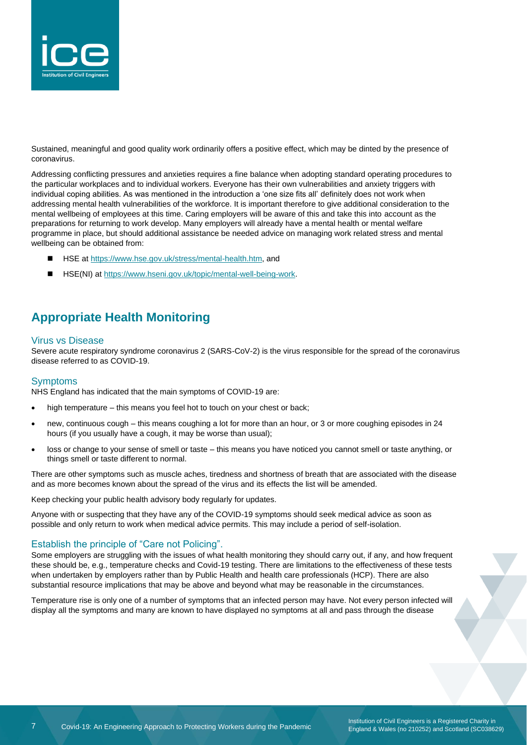Sustained, meaningful and good quality work ordinarily offers a positive effect, which may be dinted by the presence of coronavirus.

Addressing conflicting pressures and anxieties requires a fine balance when adopting standard operating procedures to the particular workplaces and to individual workers. Everyone has their own vulnerabilities and anxiety triggers with individual coping abilities. As was mentioned in the introduction a 'one size fits all' definitely does not work when addressing mental health vulnerabilities of the workforce. It is important therefore to give additional consideration to the mental wellbeing of employees at this time. Caring employers will be aware of this and take this into account as the preparations for returning to work develop. Many employers will already have a mental health or mental welfare programme in place, but should additional assistance be needed advice on managing work related stress and mental wellbeing can be obtained from:

- HSE at https://www.hse.gov.uk/stress/mental-health.htm, and
- HSE(NI) at https://www.hseni.gov.uk/topic/mental-well-being-work.

## Appropriate Health Monitoring

### Virus vs Disease

Severe acute respiratory syndrome coronavirus 2 (SARS-CoV-2) is the virus responsible for the spread of the coronavirus disease referred to as COVID-19.

### Symptoms

NHS England has indicated that the main symptoms of COVID-19 are:

- high temperature – this means you feel hot to touch on your chest or back;
- new, continuous cough – this means coughing a lot for more than an hour, or 3 or more coughing episodes in 24 hours (if you usually have a cough, it may be worse than usual);
- loss or change to your sense of smell or taste – this means you have noticed you cannot smell or taste anything, or things smell or taste different to normal.

There are other symptoms such as muscle aches, tiredness and shortness of breath that are associated with the disease and as more becomes known about the spread of the virus and its effects the list will be amended.

Keep checking your public health advisory body regularly for updates.

Anyone with or suspecting that they have any of the COVID-19 symptoms should seek medical advice as soon as possible and only return to work when medical advice permits. This may include a period of self-isolation.

### Establish the principle of "Care not Policing".

Some employers are struggling with the issues of what health monitoring they should carry out, if any, and how frequent these should be, e.g., temperature checks and Covid-19 testing. There are limitations to the effectiveness of these tests when undertaken by employers rather than by Public Health and health care professionals (HCP). There are also substantial resource implications that may be above and beyond what may be reasonable in the circumstances.

Temperature rise is only one of a number of symptoms that an infected person may have. Not every person infected will display all the symptoms and many are known to have displayed no symptoms at all and pass through the disease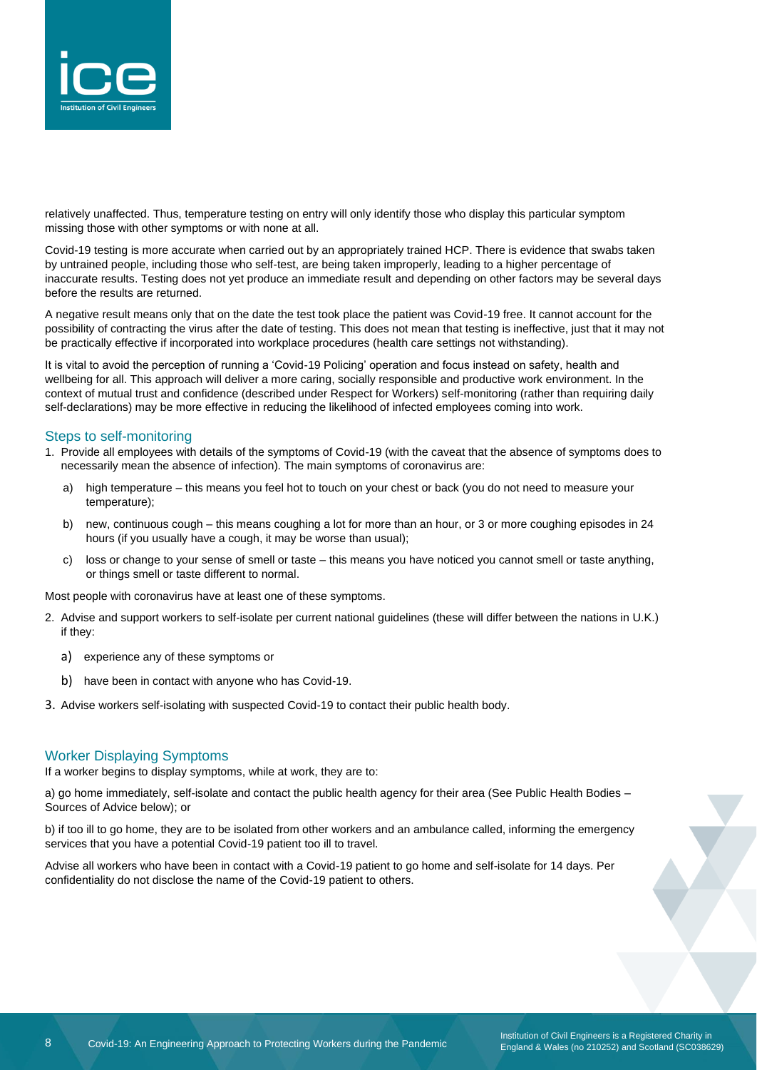relatively unaffected. Thus, temperature testing on entry will only identify those who display this particular symptom missing those with other symptoms or with none at all.

Covid-19 testing is more accurate when carried out by an appropriately trained HCP. There is evidence that swabs taken by untrained people, including those who self-test, are being taken improperly, leading to a higher percentage of inaccurate results. Testing does not yet produce an immediate result and depending on other factors may be several days before the results are returned.

A negative result means only that on the date the test took place the patient was Covid-19 free. It cannot account for the possibility of contracting the virus after the date of testing. This does not mean that testing is ineffective, just that it may not be practically effective if incorporated into workplace procedures (health care settings not withstanding).

It is vital to avoid the perception of running a 'Covid-19 Policing' operation and focus instead on safety, health and wellbeing for all. This approach will deliver a more caring, socially responsible and productive work environment. In the context of mutual trust and confidence (described under Respect for Workers) self-monitoring (rather than requiring daily self-declarations) may be more effective in reducing the likelihood of infected employees coming into work.

## Steps to self-monitoring

1. Provide all employees with details of the symptoms of Covid-19 (with the caveat that the absence of symptoms does to necessarily mean the absence of infection). The main symptoms of coronavirus are:
   a) high temperature – this means you feel hot to touch on your chest or back (you do not need to measure your temperature);
   b) new, continuous cough – this means coughing a lot for more than an hour, or 3 or more coughing episodes in 24 hours (if you usually have a cough, it may be worse than usual);
   c) loss or change to your sense of smell or taste – this means you have noticed you cannot smell or taste anything, or things smell or taste different to normal.

Most people with coronavirus have at least one of these symptoms.

2. Advise and support workers to self-isolate per current national guidelines (these will differ between the nations in U.K.) if they:
   a) experience any of these symptoms or
   b) have been in contact with anyone who has Covid-19.
3. Advise workers self-isolating with suspected Covid-19 to contact their public health body.

## Worker Displaying Symptoms

If a worker begins to display symptoms, while at work, they are to:

a) go home immediately, self-isolate and contact the public health agency for their area (See Public Health Bodies – Sources of Advice below); or

b) if too ill to go home, they are to be isolated from other workers and an ambulance called, informing the emergency services that you have a potential Covid-19 patient too ill to travel.

Advise all workers who have been in contact with a Covid-19 patient to go home and self-isolate for 14 days. Per confidentiality do not disclose the name of the Covid-19 patient to others.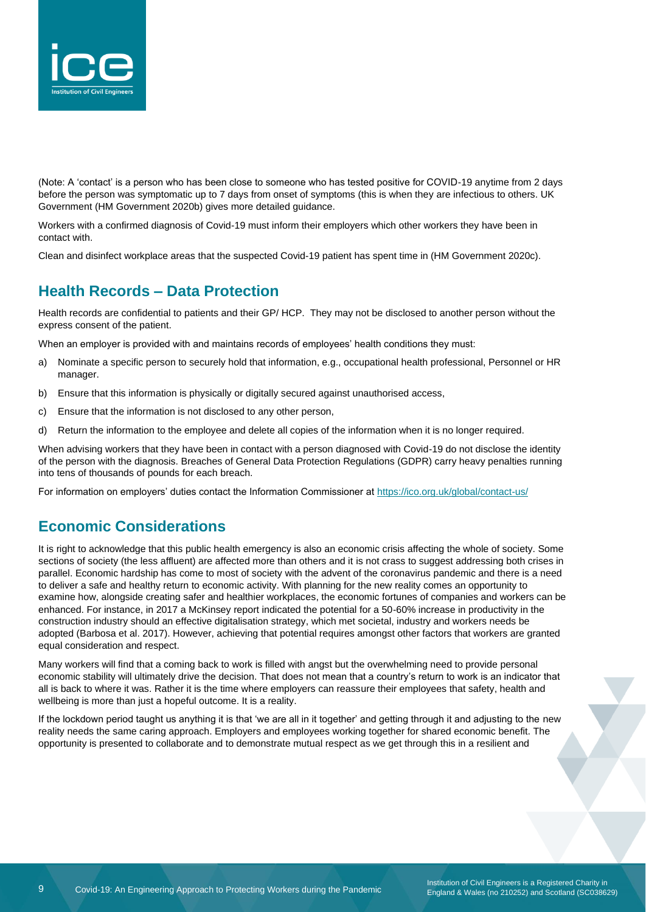(Note: A 'contact' is a person who has been close to someone who has tested positive for COVID-19 anytime from 2 days before the person was symptomatic up to 7 days from onset of symptoms (this is when they are infectious to others. UK Government (HM Government 2020b) gives more detailed guidance.

Workers with a confirmed diagnosis of Covid-19 must inform their employers which other workers they have been in contact with.

Clean and disinfect workplace areas that the suspected Covid-19 patient has spent time in (HM Government 2020c).

## Health Records – Data Protection

Health records are confidential to patients and their GP/ HCP. They may not be disclosed to another person without the express consent of the patient.

When an employer is provided with and maintains records of employees' health conditions they must:

a) Nominate a specific person to securely hold that information, e.g., occupational health professional, Personnel or HR manager.

b) Ensure that this information is physically or digitally secured against unauthorised access,

c) Ensure that the information is not disclosed to any other person,

d) Return the information to the employee and delete all copies of the information when it is no longer required.

When advising workers that they have been in contact with a person diagnosed with Covid-19 do not disclose the identity of the person with the diagnosis. Breaches of General Data Protection Regulations (GDPR) carry heavy penalties running into tens of thousands of pounds for each breach.

For information on employers' duties contact the Information Commissioner at https://ico.org.uk/global/contact-us/

## Economic Considerations

It is right to acknowledge that this public health emergency is also an economic crisis affecting the whole of society. Some sections of society (the less affluent) are affected more than others and it is not crass to suggest addressing both crises in parallel. Economic hardship has come to most of society with the advent of the coronavirus pandemic and there is a need to deliver a safe and healthy return to economic activity. With planning for the new reality comes an opportunity to examine how, alongside creating safer and healthier workplaces, the economic fortunes of companies and workers can be enhanced. For instance, in 2017 a McKinsey report indicated the potential for a 50-60% increase in productivity in the construction industry should an effective digitalisation strategy, which met societal, industry and workers needs be adopted (Barbosa et al. 2017). However, achieving that potential requires amongst other factors that workers are granted equal consideration and respect.

Many workers will find that a coming back to work is filled with angst but the overwhelming need to provide personal economic stability will ultimately drive the decision. That does not mean that a country's return to work is an indicator that all is back to where it was. Rather it is the time where employers can reassure their employees that safety, health and wellbeing is more than just a hopeful outcome. It is a reality.

If the lockdown period taught us anything it is that 'we are all in it together' and getting through it and adjusting to the new reality needs the same caring approach. Employers and employees working together for shared economic benefit. The opportunity is presented to collaborate and to demonstrate mutual respect as we get through this in a resilient and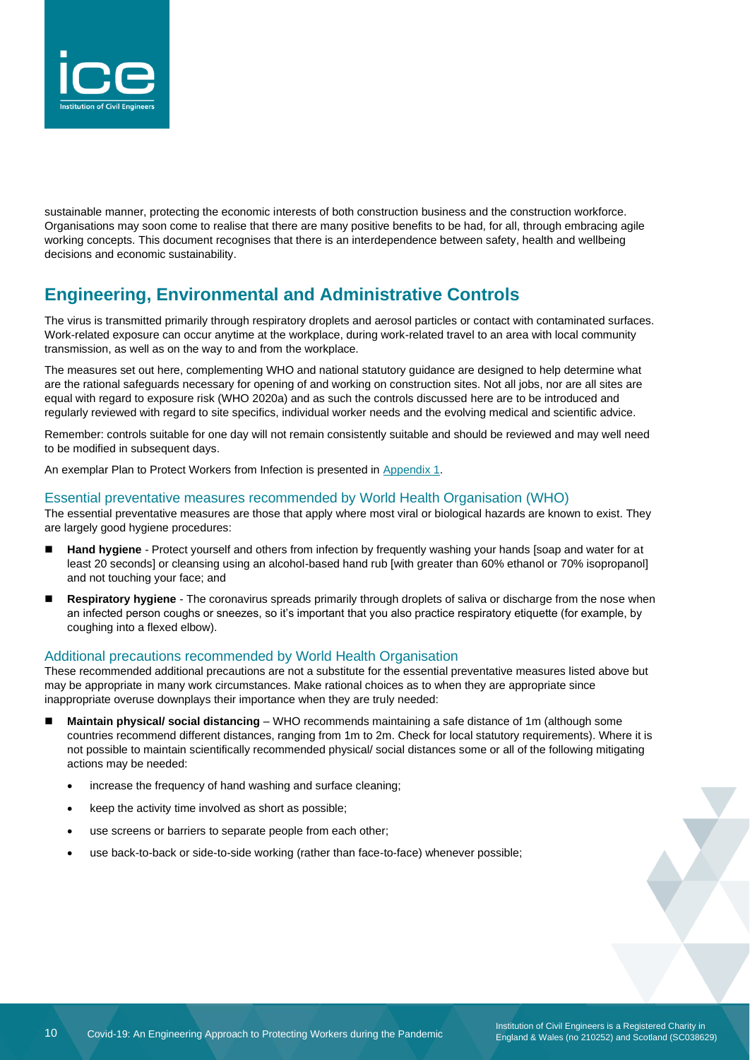sustainable manner, protecting the economic interests of both construction business and the construction workforce. Organisations may soon come to realise that there are many positive benefits to be had, for all, through embracing agile working concepts. This document recognises that there is an interdependence between safety, health and wellbeing decisions and economic sustainability.

## Engineering, Environmental and Administrative Controls

The virus is transmitted primarily through respiratory droplets and aerosol particles or contact with contaminated surfaces. Work-related exposure can occur anytime at the workplace, during work-related travel to an area with local community transmission, as well as on the way to and from the workplace.

The measures set out here, complementing WHO and national statutory guidance are designed to help determine what are the rational safeguards necessary for opening of and working on construction sites. Not all jobs, nor are all sites are equal with regard to exposure risk (WHO 2020a) and as such the controls discussed here are to be introduced and regularly reviewed with regard to site specifics, individual worker needs and the evolving medical and scientific advice.

Remember: controls suitable for one day will not remain consistently suitable and should be reviewed and may well need to be modified in subsequent days.

An exemplar Plan to Protect Workers from Infection is presented in Appendix 1.

### Essential preventative measures recommended by World Health Organisation (WHO)

The essential preventative measures are those that apply where most viral or biological hazards are known to exist. They are largely good hygiene procedures:

- **Hand hygiene** - Protect yourself and others from infection by frequently washing your hands [soap and water for at least 20 seconds] or cleansing using an alcohol-based hand rub [with greater than 60% ethanol or 70% isopropanol] and not touching your face; and
- **Respiratory hygiene** - The coronavirus spreads primarily through droplets of saliva or discharge from the nose when an infected person coughs or sneezes, so it's important that you also practice respiratory etiquette (for example, by coughing into a flexed elbow).

### Additional precautions recommended by World Health Organisation

These recommended additional precautions are not a substitute for the essential preventative measures listed above but may be appropriate in many work circumstances. Make rational choices as to when they are appropriate since inappropriate overuse downplays their importance when they are truly needed:

- **Maintain physical/ social distancing** – WHO recommends maintaining a safe distance of 1m (although some countries recommend different distances, ranging from 1m to 2m. Check for local statutory requirements). Where it is not possible to maintain scientifically recommended physical/ social distances some or all of the following mitigating actions may be needed:
  - increase the frequency of hand washing and surface cleaning;
  - keep the activity time involved as short as possible;
  - use screens or barriers to separate people from each other;
  - use back-to-back or side-to-side working (rather than face-to-face) whenever possible;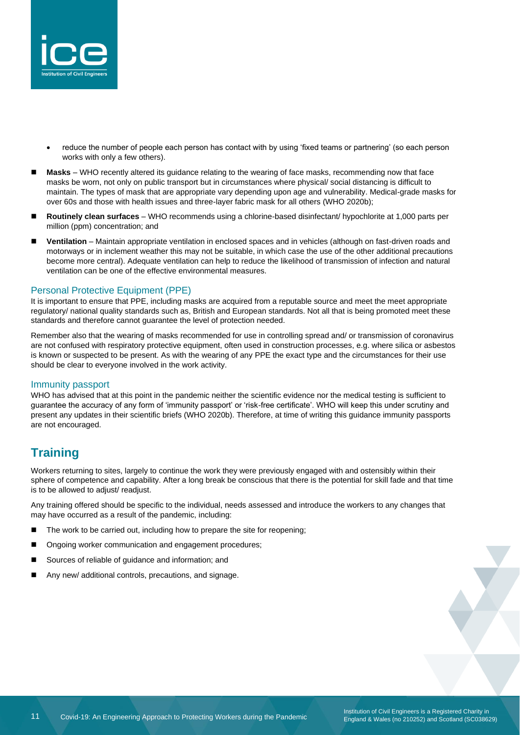- reduce the number of people each person has contact with by using 'fixed teams or partnering' (so each person works with only a few others).

- **Masks** – WHO recently altered its guidance relating to the wearing of face masks, recommending now that face masks be worn, not only on public transport but in circumstances where physical/ social distancing is difficult to maintain. The types of mask that are appropriate vary depending upon age and vulnerability. Medical-grade masks for over 60s and those with health issues and three-layer fabric mask for all others (WHO 2020b);
- **Routinely clean surfaces** – WHO recommends using a chlorine-based disinfectant/ hypochlorite at 1,000 parts per million (ppm) concentration; and
- **Ventilation** – Maintain appropriate ventilation in enclosed spaces and in vehicles (although on fast-driven roads and motorways or in inclement weather this may not be suitable, in which case the use of the other additional precautions become more central). Adequate ventilation can help to reduce the likelihood of transmission of infection and natural ventilation can be one of the effective environmental measures.

### Personal Protective Equipment (PPE)

It is important to ensure that PPE, including masks are acquired from a reputable source and meet the meet appropriate regulatory/ national quality standards such as, British and European standards. Not all that is being promoted meet these standards and therefore cannot guarantee the level of protection needed.

Remember also that the wearing of masks recommended for use in controlling spread and/ or transmission of coronavirus are not confused with respiratory protective equipment, often used in construction processes, e.g. where silica or asbestos is known or suspected to be present. As with the wearing of any PPE the exact type and the circumstances for their use should be clear to everyone involved in the work activity.

### Immunity passport

WHO has advised that at this point in the pandemic neither the scientific evidence nor the medical testing is sufficient to guarantee the accuracy of any form of 'immunity passport' or 'risk-free certificate'. WHO will keep this under scrutiny and present any updates in their scientific briefs (WHO 2020b). Therefore, at time of writing this guidance immunity passports are not encouraged.

## Training

Workers returning to sites, largely to continue the work they were previously engaged with and ostensibly within their sphere of competence and capability. After a long break be conscious that there is the potential for skill fade and that time is to be allowed to adjust/ readjust.

Any training offered should be specific to the individual, needs assessed and introduce the workers to any changes that may have occurred as a result of the pandemic, including:

- The work to be carried out, including how to prepare the site for reopening;
- Ongoing worker communication and engagement procedures;
- Sources of reliable of guidance and information; and
- Any new/ additional controls, precautions, and signage.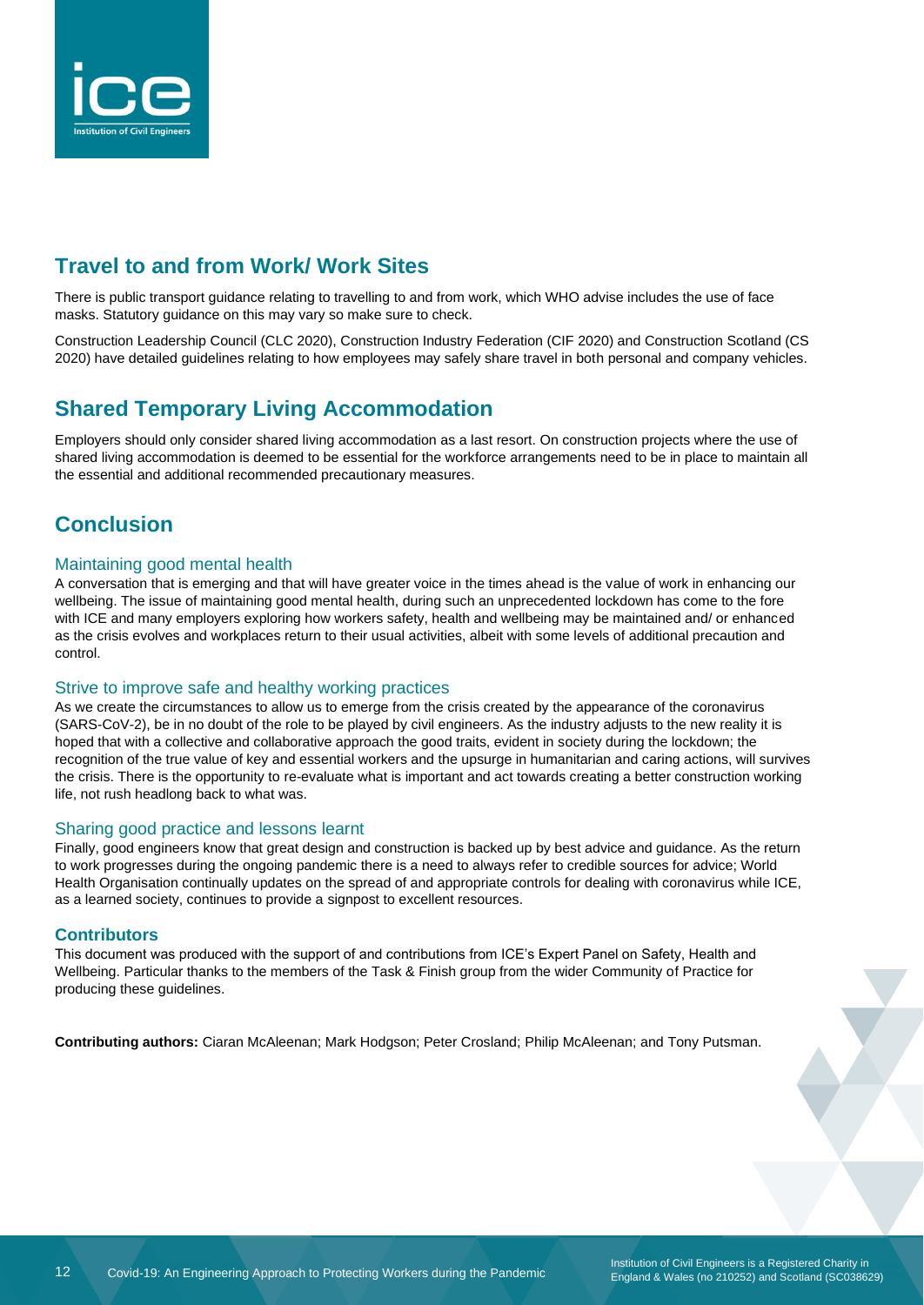## Travel to and from Work/ Work Sites

There is public transport guidance relating to travelling to and from work, which WHO advise includes the use of face masks. Statutory guidance on this may vary so make sure to check.

Construction Leadership Council (CLC 2020), Construction Industry Federation (CIF 2020) and Construction Scotland (CS 2020) have detailed guidelines relating to how employees may safely share travel in both personal and company vehicles.

## Shared Temporary Living Accommodation

Employers should only consider shared living accommodation as a last resort. On construction projects where the use of shared living accommodation is deemed to be essential for the workforce arrangements need to be in place to maintain all the essential and additional recommended precautionary measures.

## Conclusion

### Maintaining good mental health

A conversation that is emerging and that will have greater voice in the times ahead is the value of work in enhancing our wellbeing. The issue of maintaining good mental health, during such an unprecedented lockdown has come to the fore with ICE and many employers exploring how workers safety, health and wellbeing may be maintained and/ or enhanced as the crisis evolves and workplaces return to their usual activities, albeit with some levels of additional precaution and control.

### Strive to improve safe and healthy working practices

As we create the circumstances to allow us to emerge from the crisis created by the appearance of the coronavirus (SARS-CoV-2), be in no doubt of the role to be played by civil engineers. As the industry adjusts to the new reality it is hoped that with a collective and collaborative approach the good traits, evident in society during the lockdown; the recognition of the true value of key and essential workers and the upsurge in humanitarian and caring actions, will survives the crisis. There is the opportunity to re-evaluate what is important and act towards creating a better construction working life, not rush headlong back to what was.

### Sharing good practice and lessons learnt

Finally, good engineers know that great design and construction is backed up by best advice and guidance. As the return to work progresses during the ongoing pandemic there is a need to always refer to credible sources for advice; World Health Organisation continually updates on the spread of and appropriate controls for dealing with coronavirus while ICE, as a learned society, continues to provide a signpost to excellent resources.

### Contributors

This document was produced with the support of and contributions from ICE's Expert Panel on Safety, Health and Wellbeing. Particular thanks to the members of the Task & Finish group from the wider Community of Practice for producing these guidelines.

**Contributing authors:** Ciaran McAleenan; Mark Hodgson; Peter Crosland; Philip McAleenan; and Tony Putsman.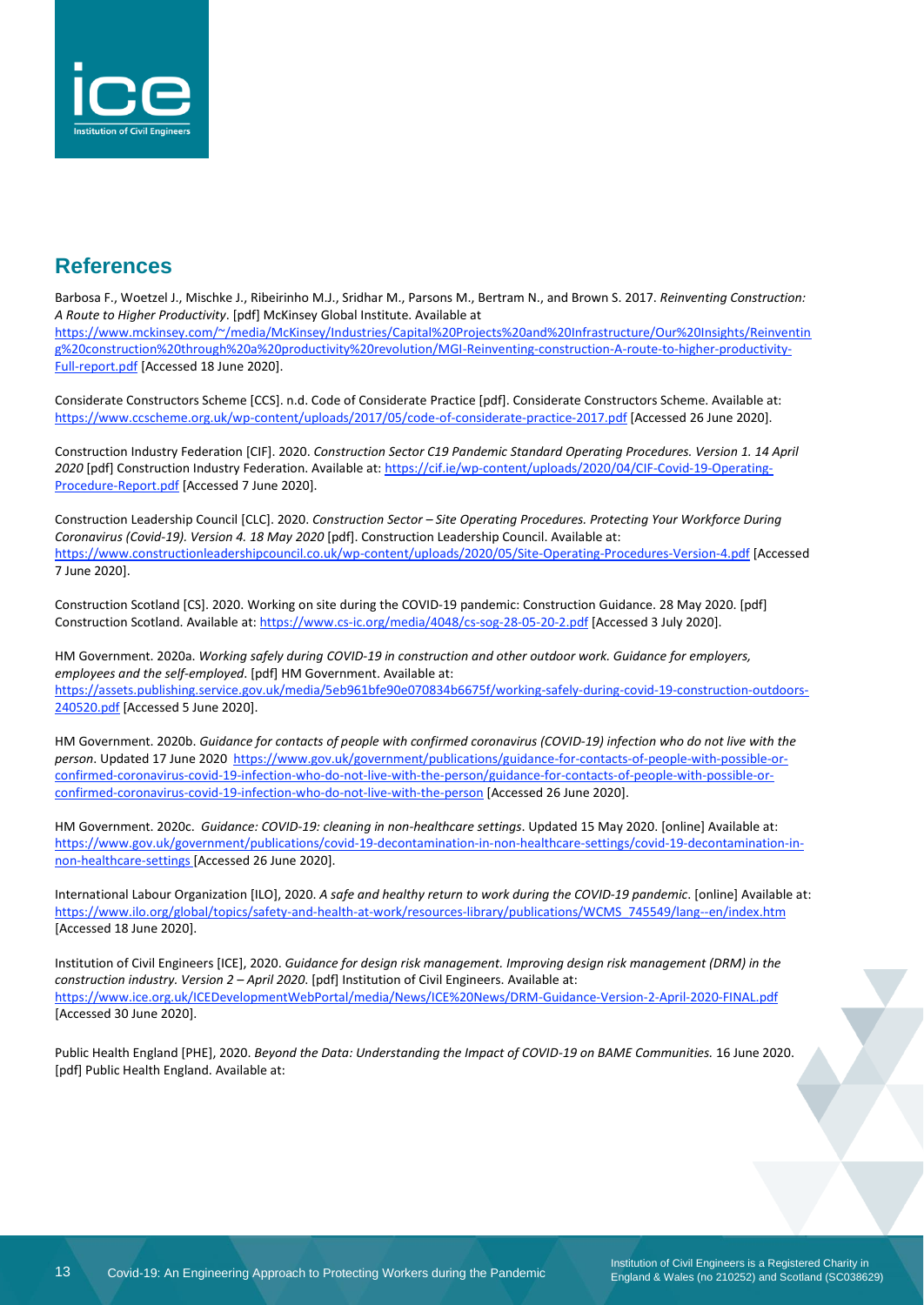## References

Barbosa F., Woetzel J., Mischke J., Ribeirinho M.J., Sridhar M., Parsons M., Bertram N., and Brown S. 2017. *Reinventing Construction: A Route to Higher Productivity*. [pdf] McKinsey Global Institute. Available at https://www.mckinsey.com/~/media/McKinsey/Industries/Capital%20Projects%20and%20Infrastructure/Our%20Insights/Reinventing%20construction%20through%20a%20productivity%20revolution/MGI-Reinventing-construction-A-route-to-higher-productivity-Full-report.pdf [Accessed 18 June 2020].

Considerate Constructors Scheme [CCS]. n.d. Code of Considerate Practice [pdf]. Considerate Constructors Scheme. Available at: https://www.ccscheme.org.uk/wp-content/uploads/2017/05/code-of-considerate-practice-2017.pdf [Accessed 26 June 2020].

Construction Industry Federation [CIF]. 2020. *Construction Sector C19 Pandemic Standard Operating Procedures. Version 1. 14 April 2020* [pdf] Construction Industry Federation. Available at: https://cif.ie/wp-content/uploads/2020/04/CIF-Covid-19-Operating-Procedure-Report.pdf [Accessed 7 June 2020].

Construction Leadership Council [CLC]. 2020. *Construction Sector – Site Operating Procedures. Protecting Your Workforce During Coronavirus (Covid-19). Version 4. 18 May 2020* [pdf]. Construction Leadership Council. Available at: https://www.constructionleadershipcouncil.co.uk/wp-content/uploads/2020/05/Site-Operating-Procedures-Version-4.pdf [Accessed 7 June 2020].

Construction Scotland [CS]. 2020. Working on site during the COVID-19 pandemic: Construction Guidance. 28 May 2020. [pdf] Construction Scotland. Available at: https://www.cs-ic.org/media/4048/cs-sog-28-05-20-2.pdf [Accessed 3 July 2020].

HM Government. 2020a. *Working safely during COVID-19 in construction and other outdoor work. Guidance for employers, employees and the self-employed*. [pdf] HM Government. Available at: https://assets.publishing.service.gov.uk/media/5eb961bfe90e070834b6675f/working-safely-during-covid-19-construction-outdoors-240520.pdf [Accessed 5 June 2020].

HM Government. 2020b. *Guidance for contacts of people with confirmed coronavirus (COVID-19) infection who do not live with the person*. Updated 17 June 2020 https://www.gov.uk/government/publications/guidance-for-contacts-of-people-with-possible-or-confirmed-coronavirus-covid-19-infection-who-do-not-live-with-the-person/guidance-for-contacts-of-people-with-possible-or-confirmed-coronavirus-covid-19-infection-who-do-not-live-with-the-person [Accessed 26 June 2020].

HM Government. 2020c. *Guidance: COVID-19: cleaning in non-healthcare settings*. Updated 15 May 2020. [online] Available at: https://www.gov.uk/government/publications/covid-19-decontamination-in-non-healthcare-settings/covid-19-decontamination-in-non-healthcare-settings [Accessed 26 June 2020].

International Labour Organization [ILO], 2020. *A safe and healthy return to work during the COVID-19 pandemic*. [online] Available at: https://www.ilo.org/global/topics/safety-and-health-at-work/resources-library/publications/WCMS_745549/lang--en/index.htm [Accessed 18 June 2020].

Institution of Civil Engineers [ICE], 2020. *Guidance for design risk management. Improving design risk management (DRM) in the construction industry. Version 2 – April 2020.* [pdf] Institution of Civil Engineers. Available at: https://www.ice.org.uk/ICEDevelopmentWebPortal/media/News/ICE%20News/DRM-Guidance-Version-2-April-2020-FINAL.pdf [Accessed 30 June 2020].

Public Health England [PHE], 2020. *Beyond the Data: Understanding the Impact of COVID-19 on BAME Communities.* 16 June 2020. [pdf] Public Health England. Available at: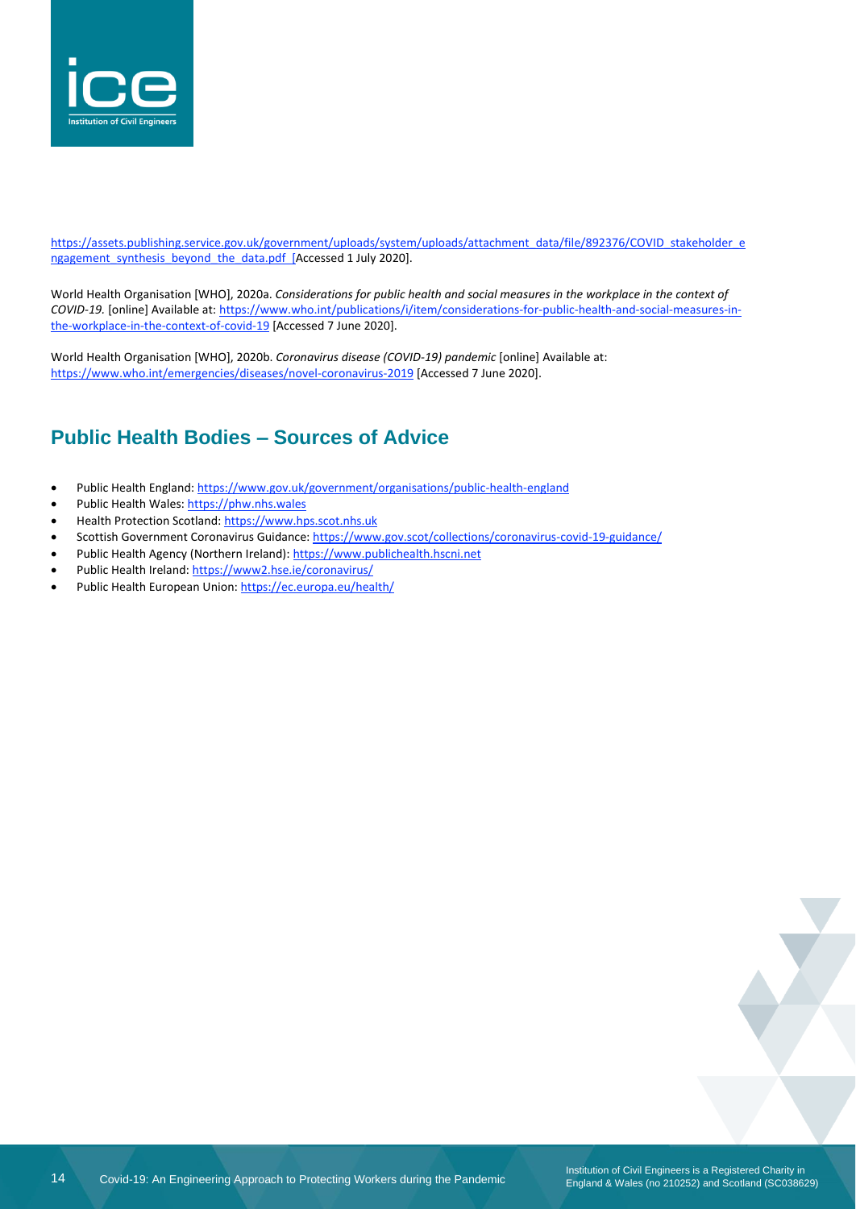https://assets.publishing.service.gov.uk/government/uploads/system/uploads/attachment_data/file/892376/COVID_stakeholder_engagement_synthesis_beyond_the_data.pdf [Accessed 1 July 2020].

World Health Organisation [WHO], 2020a. *Considerations for public health and social measures in the workplace in the context of COVID-19.* [online] Available at: https://www.who.int/publications/i/item/considerations-for-public-health-and-social-measures-in-the-workplace-in-the-context-of-covid-19 [Accessed 7 June 2020].

World Health Organisation [WHO], 2020b. *Coronavirus disease (COVID-19) pandemic* [online] Available at: https://www.who.int/emergencies/diseases/novel-coronavirus-2019 [Accessed 7 June 2020].

## Public Health Bodies – Sources of Advice

- Public Health England: https://www.gov.uk/government/organisations/public-health-england
- Public Health Wales: https://phw.nhs.wales
- Health Protection Scotland: https://www.hps.scot.nhs.uk
- Scottish Government Coronavirus Guidance: https://www.gov.scot/collections/coronavirus-covid-19-guidance/
- Public Health Agency (Northern Ireland): https://www.publichealth.hscni.net
- Public Health Ireland: https://www2.hse.ie/coronavirus/
- Public Health European Union: https://ec.europa.eu/health/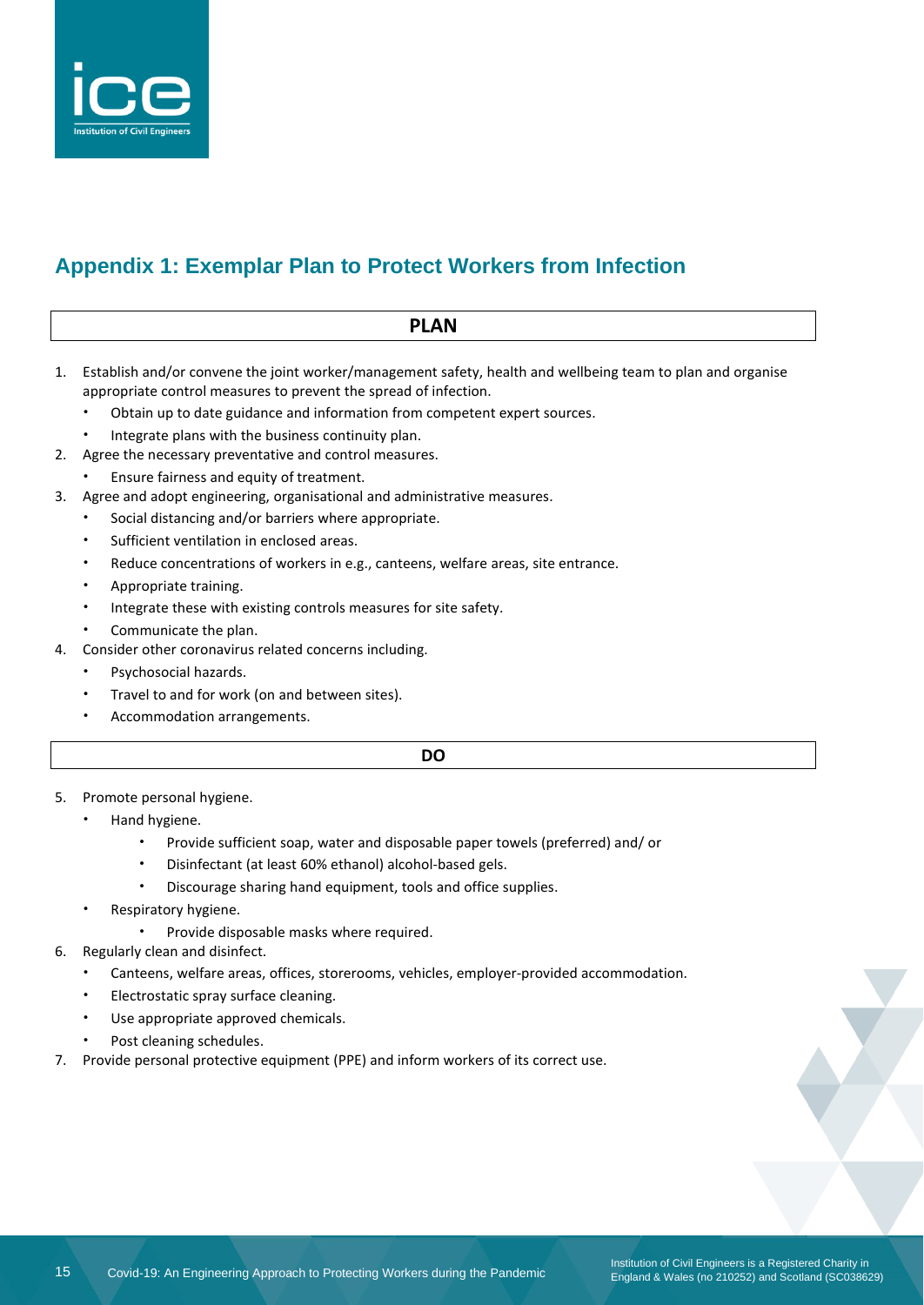## Appendix 1: Exemplar Plan to Protect Workers from Infection

**PLAN**

1. Establish and/or convene the joint worker/management safety, health and wellbeing team to plan and organise appropriate control measures to prevent the spread of infection.
    - Obtain up to date guidance and information from competent expert sources.
    - Integrate plans with the business continuity plan.
2. Agree the necessary preventative and control measures.
    - Ensure fairness and equity of treatment.
3. Agree and adopt engineering, organisational and administrative measures.
    - Social distancing and/or barriers where appropriate.
    - Sufficient ventilation in enclosed areas.
    - Reduce concentrations of workers in e.g., canteens, welfare areas, site entrance.
    - Appropriate training.
    - Integrate these with existing controls measures for site safety.
    - Communicate the plan.
4. Consider other coronavirus related concerns including.
    - Psychosocial hazards.
    - Travel to and for work (on and between sites).
    - Accommodation arrangements.

**DO**

5. Promote personal hygiene.
    - Hand hygiene.
        - Provide sufficient soap, water and disposable paper towels (preferred) and/ or
        - Disinfectant (at least 60% ethanol) alcohol-based gels.
        - Discourage sharing hand equipment, tools and office supplies.
    - Respiratory hygiene.
        - Provide disposable masks where required.
6. Regularly clean and disinfect.
    - Canteens, welfare areas, offices, storerooms, vehicles, employer-provided accommodation.
    - Electrostatic spray surface cleaning.
    - Use appropriate approved chemicals.
    - Post cleaning schedules.
7. Provide personal protective equipment (PPE) and inform workers of its correct use.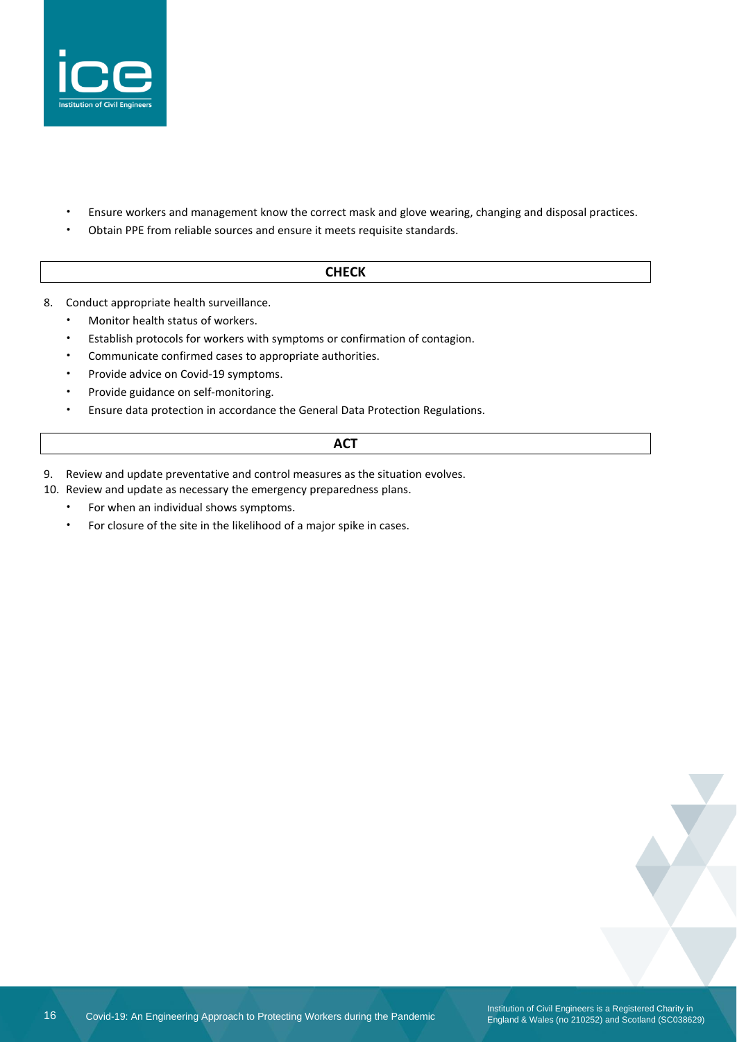- Ensure workers and management know the correct mask and glove wearing, changing and disposal practices.
- Obtain PPE from reliable sources and ensure it meets requisite standards.

## CHECK

8. Conduct appropriate health surveillance.
   - Monitor health status of workers.
   - Establish protocols for workers with symptoms or confirmation of contagion.
   - Communicate confirmed cases to appropriate authorities.
   - Provide advice on Covid-19 symptoms.
   - Provide guidance on self-monitoring.
   - Ensure data protection in accordance the General Data Protection Regulations.

## ACT

9. Review and update preventative and control measures as the situation evolves.
10. Review and update as necessary the emergency preparedness plans.
    - For when an individual shows symptoms.
    - For closure of the site in the likelihood of a major spike in cases.

Institution of Civil Engineers is a Registered Charity in England & Wales (no 210252) and Scotland (SC038629)